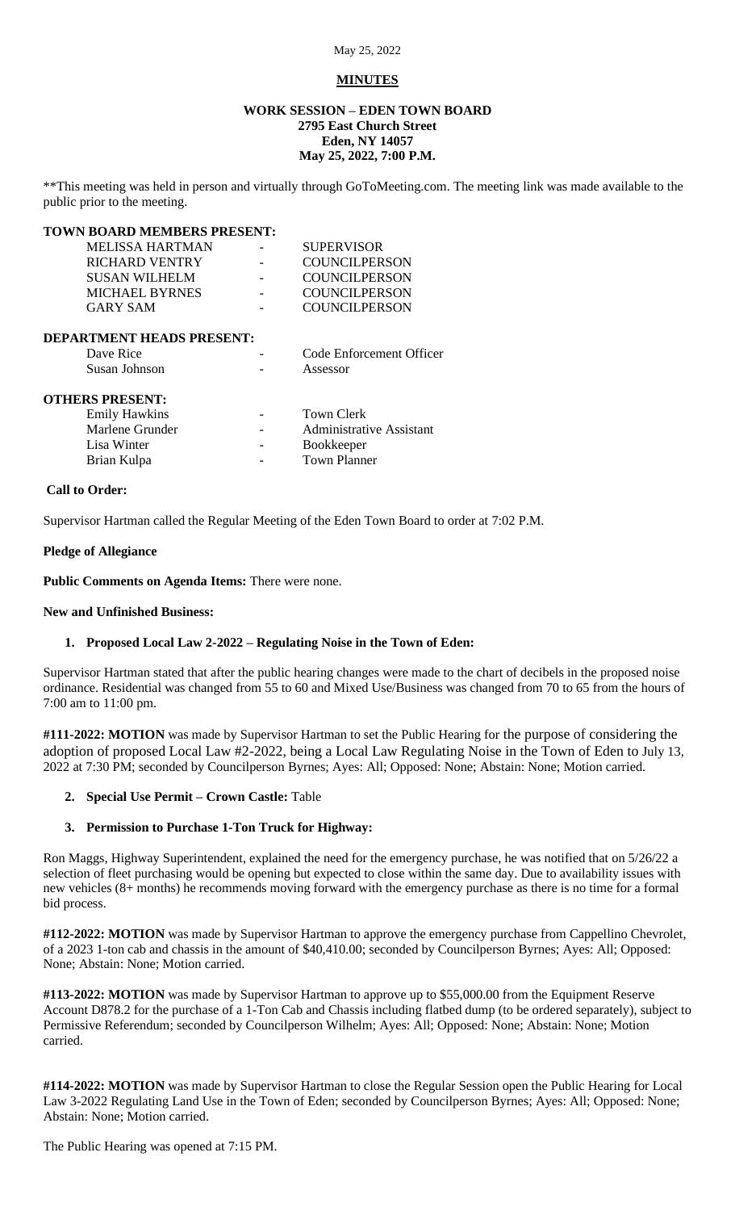May 25, 2022

## MINUTES

### WORK SESSION – EDEN TOWN BOARD
**2795 East Church Street**
**Eden, NY 14057**
**May 25, 2022, 7:00 P.M.**

**This meeting was held in person and virtually through GoToMeeting.com. The meeting link was made available to the public prior to the meeting.

**TOWN BOARD MEMBERS PRESENT:**

| | | |
|---|---|---|
| MELISSA HARTMAN | - | SUPERVISOR |
| RICHARD VENTRY | - | COUNCILPERSON |
| SUSAN WILHELM | - | COUNCILPERSON |
| MICHAEL BYRNES | - | COUNCILPERSON |
| GARY SAM | - | COUNCILPERSON |

**DEPARTMENT HEADS PRESENT:**

| | | |
|---|---|---|
| Dave Rice | - | Code Enforcement Officer |
| Susan Johnson | - | Assessor |

**OTHERS PRESENT:**

| | | |
|---|---|---|
| Emily Hawkins | - | Town Clerk |
| Marlene Grunder | - | Administrative Assistant |
| Lisa Winter | - | Bookkeeper |
| Brian Kulpa | - | Town Planner |

**Call to Order:**

Supervisor Hartman called the Regular Meeting of the Eden Town Board to order at 7:02 P.M.

**Pledge of Allegiance**

**Public Comments on Agenda Items:** There were none.

**New and Unfinished Business:**

1. **Proposed Local Law 2-2022 – Regulating Noise in the Town of Eden:**

Supervisor Hartman stated that after the public hearing changes were made to the chart of decibels in the proposed noise ordinance. Residential was changed from 55 to 60 and Mixed Use/Business was changed from 70 to 65 from the hours of 7:00 am to 11:00 pm.

**#111-2022: MOTION** was made by Supervisor Hartman to set the Public Hearing for the purpose of considering the adoption of proposed Local Law #2-2022, being a Local Law Regulating Noise in the Town of Eden to July 13, 2022 at 7:30 PM; seconded by Councilperson Byrnes; Ayes: All; Opposed: None; Abstain: None; Motion carried.

2. **Special Use Permit – Crown Castle:** Table

3. **Permission to Purchase 1-Ton Truck for Highway:**

Ron Maggs, Highway Superintendent, explained the need for the emergency purchase, he was notified that on 5/26/22 a selection of fleet purchasing would be opening but expected to close within the same day. Due to availability issues with new vehicles (8+ months) he recommends moving forward with the emergency purchase as there is no time for a formal bid process.

**#112-2022: MOTION** was made by Supervisor Hartman to approve the emergency purchase from Cappellino Chevrolet, of a 2023 1-ton cab and chassis in the amount of $40,410.00; seconded by Councilperson Byrnes; Ayes: All; Opposed: None; Abstain: None; Motion carried.

**#113-2022: MOTION** was made by Supervisor Hartman to approve up to $55,000.00 from the Equipment Reserve Account D878.2 for the purchase of a 1-Ton Cab and Chassis including flatbed dump (to be ordered separately), subject to Permissive Referendum; seconded by Councilperson Wilhelm; Ayes: All; Opposed: None; Abstain: None; Motion carried.

**#114-2022: MOTION** was made by Supervisor Hartman to close the Regular Session open the Public Hearing for Local Law 3-2022 Regulating Land Use in the Town of Eden; seconded by Councilperson Byrnes; Ayes: All; Opposed: None; Abstain: None; Motion carried.

The Public Hearing was opened at 7:15 PM.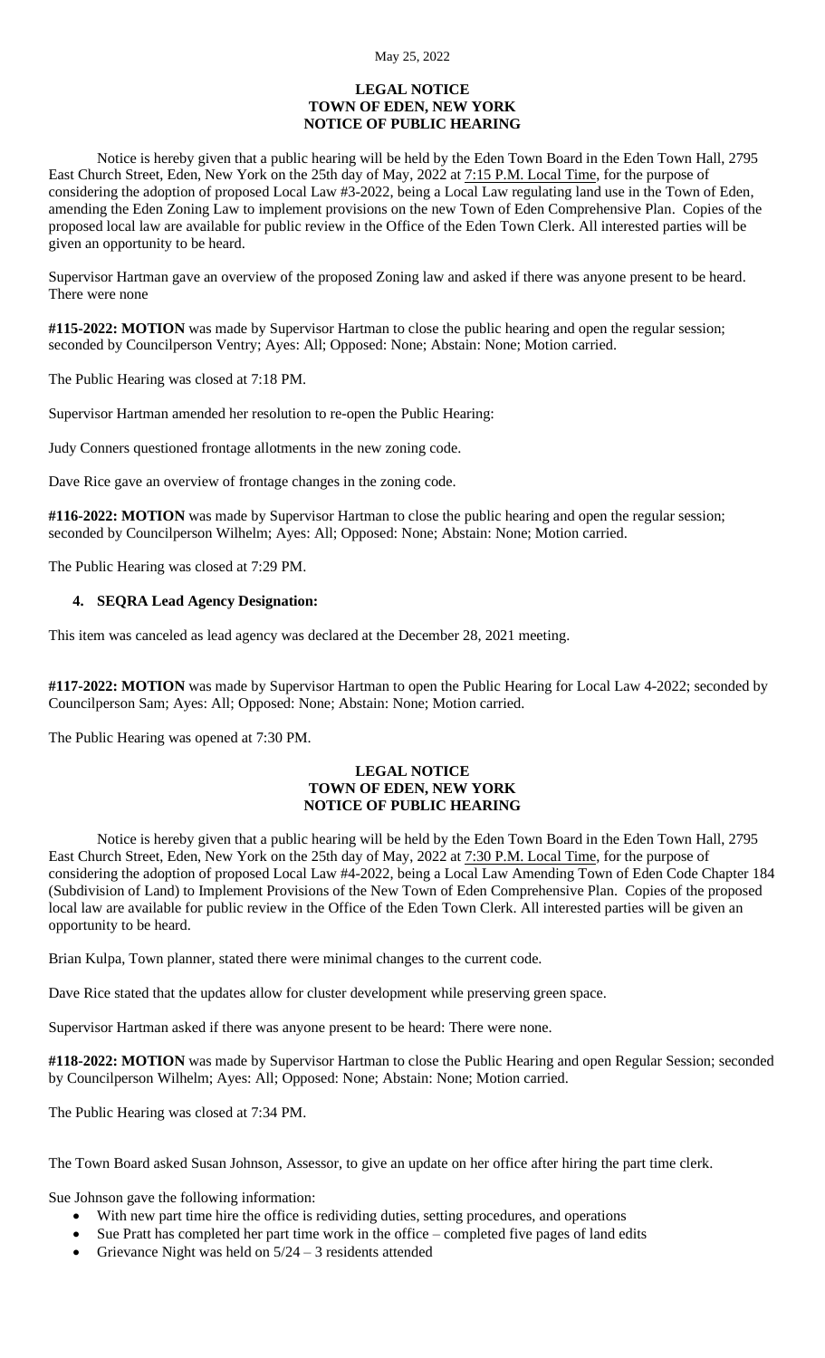**LEGAL NOTICE**
**TOWN OF EDEN, NEW YORK**
**NOTICE OF PUBLIC HEARING**

Notice is hereby given that a public hearing will be held by the Eden Town Board in the Eden Town Hall, 2795 East Church Street, Eden, New York on the 25th day of May, 2022 at 7:15 P.M. Local Time, for the purpose of considering the adoption of proposed Local Law #3-2022, being a Local Law regulating land use in the Town of Eden, amending the Eden Zoning Law to implement provisions on the new Town of Eden Comprehensive Plan. Copies of the proposed local law are available for public review in the Office of the Eden Town Clerk. All interested parties will be given an opportunity to be heard.

Supervisor Hartman gave an overview of the proposed Zoning law and asked if there was anyone present to be heard. There were none

**#115-2022: MOTION** was made by Supervisor Hartman to close the public hearing and open the regular session; seconded by Councilperson Ventry; Ayes: All; Opposed: None; Abstain: None; Motion carried.

The Public Hearing was closed at 7:18 PM.

Supervisor Hartman amended her resolution to re-open the Public Hearing:

Judy Conners questioned frontage allotments in the new zoning code.

Dave Rice gave an overview of frontage changes in the zoning code.

**#116-2022: MOTION** was made by Supervisor Hartman to close the public hearing and open the regular session; seconded by Councilperson Wilhelm; Ayes: All; Opposed: None; Abstain: None; Motion carried.

The Public Hearing was closed at 7:29 PM.

4. **SEQRA Lead Agency Designation:**

This item was canceled as lead agency was declared at the December 28, 2021 meeting.

**#117-2022: MOTION** was made by Supervisor Hartman to open the Public Hearing for Local Law 4-2022; seconded by Councilperson Sam; Ayes: All; Opposed: None; Abstain: None; Motion carried.

The Public Hearing was opened at 7:30 PM.

**LEGAL NOTICE**
**TOWN OF EDEN, NEW YORK**
**NOTICE OF PUBLIC HEARING**

Notice is hereby given that a public hearing will be held by the Eden Town Board in the Eden Town Hall, 2795 East Church Street, Eden, New York on the 25th day of May, 2022 at 7:30 P.M. Local Time, for the purpose of considering the adoption of proposed Local Law #4-2022, being a Local Law Amending Town of Eden Code Chapter 184 (Subdivision of Land) to Implement Provisions of the New Town of Eden Comprehensive Plan. Copies of the proposed local law are available for public review in the Office of the Eden Town Clerk. All interested parties will be given an opportunity to be heard.

Brian Kulpa, Town planner, stated there were minimal changes to the current code.

Dave Rice stated that the updates allow for cluster development while preserving green space.

Supervisor Hartman asked if there was anyone present to be heard: There were none.

**#118-2022: MOTION** was made by Supervisor Hartman to close the Public Hearing and open Regular Session; seconded by Councilperson Wilhelm; Ayes: All; Opposed: None; Abstain: None; Motion carried.

The Public Hearing was closed at 7:34 PM.

The Town Board asked Susan Johnson, Assessor, to give an update on her office after hiring the part time clerk.

Sue Johnson gave the following information:

- With new part time hire the office is redividing duties, setting procedures, and operations
- Sue Pratt has completed her part time work in the office – completed five pages of land edits
- Grievance Night was held on 5/24 – 3 residents attended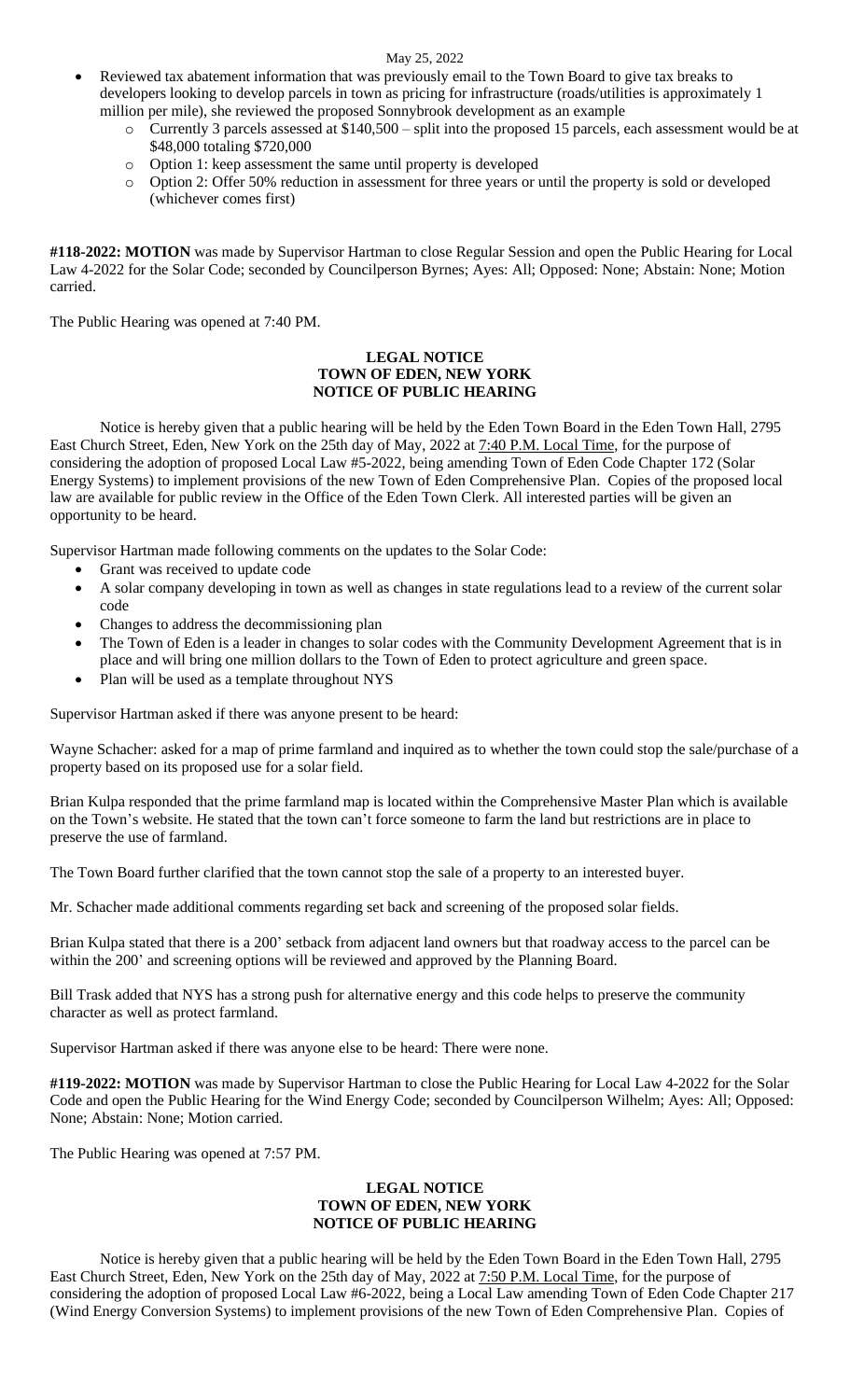- Reviewed tax abatement information that was previously email to the Town Board to give tax breaks to developers looking to develop parcels in town as pricing for infrastructure (roads/utilities is approximately 1 million per mile), she reviewed the proposed Sonnybrook development as an example
  - Currently 3 parcels assessed at $140,500 – split into the proposed 15 parcels, each assessment would be at $48,000 totaling $720,000
  - Option 1: keep assessment the same until property is developed
  - Option 2: Offer 50% reduction in assessment for three years or until the property is sold or developed (whichever comes first)

**#118-2022: MOTION** was made by Supervisor Hartman to close Regular Session and open the Public Hearing for Local Law 4-2022 for the Solar Code; seconded by Councilperson Byrnes; Ayes: All; Opposed: None; Abstain: None; Motion carried.

The Public Hearing was opened at 7:40 PM.

**LEGAL NOTICE**
**TOWN OF EDEN, NEW YORK**
**NOTICE OF PUBLIC HEARING**

Notice is hereby given that a public hearing will be held by the Eden Town Board in the Eden Town Hall, 2795 East Church Street, Eden, New York on the 25th day of May, 2022 at 7:40 P.M. Local Time, for the purpose of considering the adoption of proposed Local Law #5-2022, being amending Town of Eden Code Chapter 172 (Solar Energy Systems) to implement provisions of the new Town of Eden Comprehensive Plan. Copies of the proposed local law are available for public review in the Office of the Eden Town Clerk. All interested parties will be given an opportunity to be heard.

Supervisor Hartman made following comments on the updates to the Solar Code:

- Grant was received to update code
- A solar company developing in town as well as changes in state regulations lead to a review of the current solar code
- Changes to address the decommissioning plan
- The Town of Eden is a leader in changes to solar codes with the Community Development Agreement that is in place and will bring one million dollars to the Town of Eden to protect agriculture and green space.
- Plan will be used as a template throughout NYS

Supervisor Hartman asked if there was anyone present to be heard:

Wayne Schacher: asked for a map of prime farmland and inquired as to whether the town could stop the sale/purchase of a property based on its proposed use for a solar field.

Brian Kulpa responded that the prime farmland map is located within the Comprehensive Master Plan which is available on the Town's website. He stated that the town can't force someone to farm the land but restrictions are in place to preserve the use of farmland.

The Town Board further clarified that the town cannot stop the sale of a property to an interested buyer.

Mr. Schacher made additional comments regarding set back and screening of the proposed solar fields.

Brian Kulpa stated that there is a 200' setback from adjacent land owners but that roadway access to the parcel can be within the 200' and screening options will be reviewed and approved by the Planning Board.

Bill Trask added that NYS has a strong push for alternative energy and this code helps to preserve the community character as well as protect farmland.

Supervisor Hartman asked if there was anyone else to be heard: There were none.

**#119-2022: MOTION** was made by Supervisor Hartman to close the Public Hearing for Local Law 4-2022 for the Solar Code and open the Public Hearing for the Wind Energy Code; seconded by Councilperson Wilhelm; Ayes: All; Opposed: None; Abstain: None; Motion carried.

The Public Hearing was opened at 7:57 PM.

**LEGAL NOTICE**
**TOWN OF EDEN, NEW YORK**
**NOTICE OF PUBLIC HEARING**

Notice is hereby given that a public hearing will be held by the Eden Town Board in the Eden Town Hall, 2795 East Church Street, Eden, New York on the 25th day of May, 2022 at 7:50 P.M. Local Time, for the purpose of considering the adoption of proposed Local Law #6-2022, being a Local Law amending Town of Eden Code Chapter 217 (Wind Energy Conversion Systems) to implement provisions of the new Town of Eden Comprehensive Plan. Copies of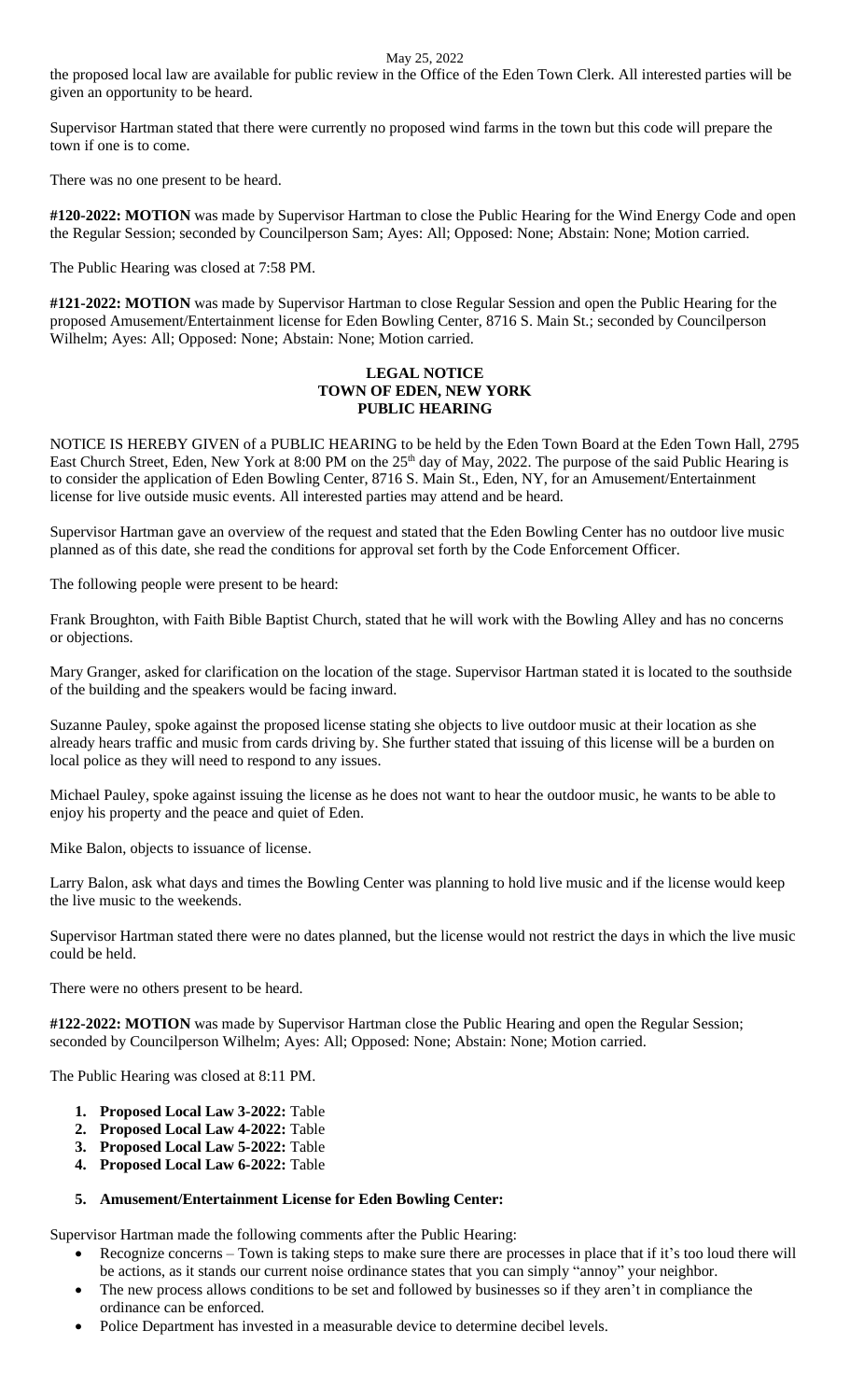the proposed local law are available for public review in the Office of the Eden Town Clerk. All interested parties will be given an opportunity to be heard.

Supervisor Hartman stated that there were currently no proposed wind farms in the town but this code will prepare the town if one is to come.

There was no one present to be heard.

**#120-2022: MOTION** was made by Supervisor Hartman to close the Public Hearing for the Wind Energy Code and open the Regular Session; seconded by Councilperson Sam; Ayes: All; Opposed: None; Abstain: None; Motion carried.

The Public Hearing was closed at 7:58 PM.

**#121-2022: MOTION** was made by Supervisor Hartman to close Regular Session and open the Public Hearing for the proposed Amusement/Entertainment license for Eden Bowling Center, 8716 S. Main St.; seconded by Councilperson Wilhelm; Ayes: All; Opposed: None; Abstain: None; Motion carried.

**LEGAL NOTICE**
**TOWN OF EDEN, NEW YORK**
**PUBLIC HEARING**

NOTICE IS HEREBY GIVEN of a PUBLIC HEARING to be held by the Eden Town Board at the Eden Town Hall, 2795 East Church Street, Eden, New York at 8:00 PM on the 25th day of May, 2022. The purpose of the said Public Hearing is to consider the application of Eden Bowling Center, 8716 S. Main St., Eden, NY, for an Amusement/Entertainment license for live outside music events. All interested parties may attend and be heard.

Supervisor Hartman gave an overview of the request and stated that the Eden Bowling Center has no outdoor live music planned as of this date, she read the conditions for approval set forth by the Code Enforcement Officer.

The following people were present to be heard:

Frank Broughton, with Faith Bible Baptist Church, stated that he will work with the Bowling Alley and has no concerns or objections.

Mary Granger, asked for clarification on the location of the stage. Supervisor Hartman stated it is located to the southside of the building and the speakers would be facing inward.

Suzanne Pauley, spoke against the proposed license stating she objects to live outdoor music at their location as she already hears traffic and music from cards driving by. She further stated that issuing of this license will be a burden on local police as they will need to respond to any issues.

Michael Pauley, spoke against issuing the license as he does not want to hear the outdoor music, he wants to be able to enjoy his property and the peace and quiet of Eden.

Mike Balon, objects to issuance of license.

Larry Balon, ask what days and times the Bowling Center was planning to hold live music and if the license would keep the live music to the weekends.

Supervisor Hartman stated there were no dates planned, but the license would not restrict the days in which the live music could be held.

There were no others present to be heard.

**#122-2022: MOTION** was made by Supervisor Hartman close the Public Hearing and open the Regular Session; seconded by Councilperson Wilhelm; Ayes: All; Opposed: None; Abstain: None; Motion carried.

The Public Hearing was closed at 8:11 PM.

1. **Proposed Local Law 3-2022:** Table
2. **Proposed Local Law 4-2022:** Table
3. **Proposed Local Law 5-2022:** Table
4. **Proposed Local Law 6-2022:** Table

5. **Amusement/Entertainment License for Eden Bowling Center:**

Supervisor Hartman made the following comments after the Public Hearing:

- Recognize concerns – Town is taking steps to make sure there are processes in place that if it's too loud there will be actions, as it stands our current noise ordinance states that you can simply "annoy" your neighbor.
- The new process allows conditions to be set and followed by businesses so if they aren't in compliance the ordinance can be enforced.
- Police Department has invested in a measurable device to determine decibel levels.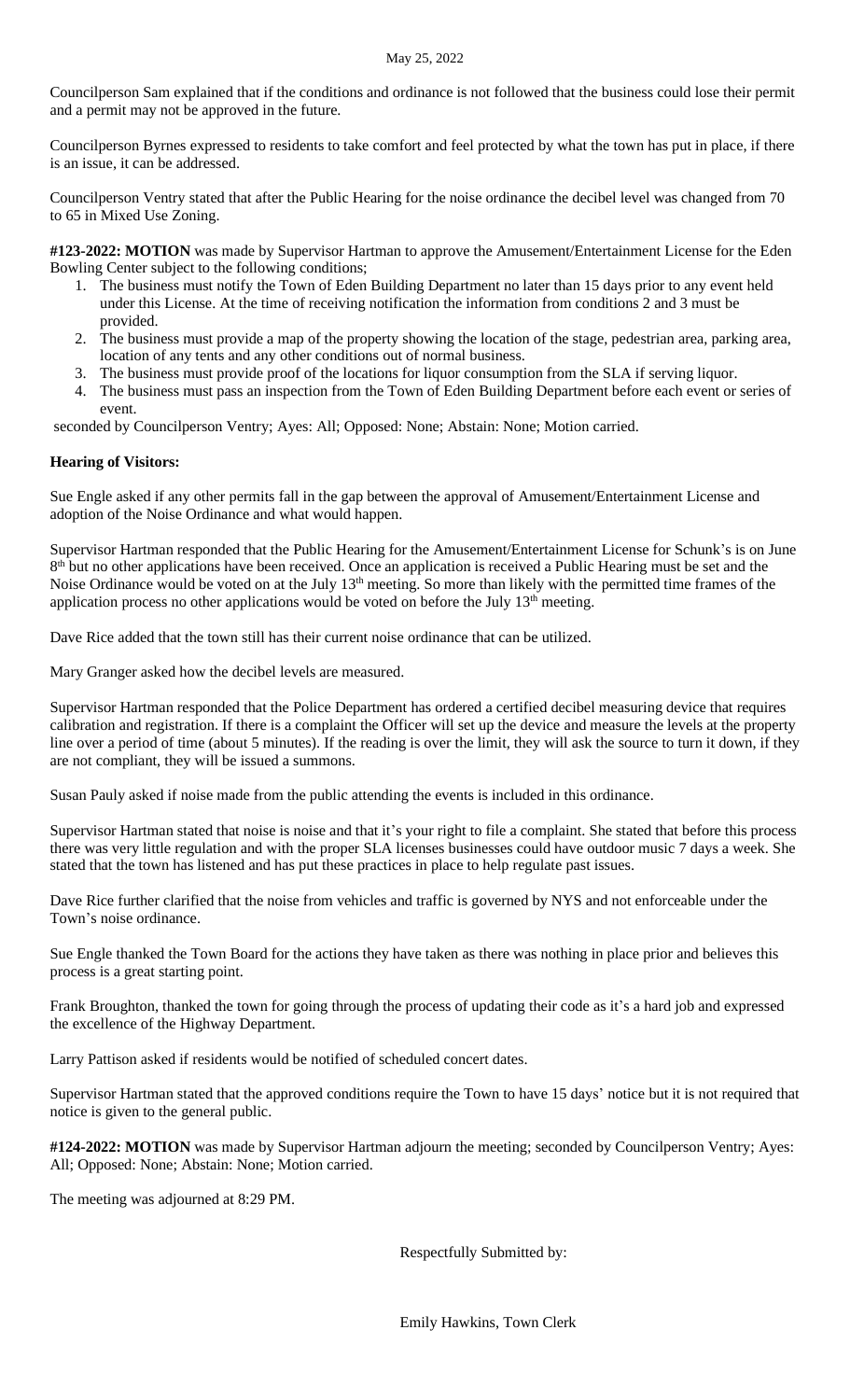Councilperson Sam explained that if the conditions and ordinance is not followed that the business could lose their permit and a permit may not be approved in the future.

Councilperson Byrnes expressed to residents to take comfort and feel protected by what the town has put in place, if there is an issue, it can be addressed.

Councilperson Ventry stated that after the Public Hearing for the noise ordinance the decibel level was changed from 70 to 65 in Mixed Use Zoning.

**#123-2022: MOTION** was made by Supervisor Hartman to approve the Amusement/Entertainment License for the Eden Bowling Center subject to the following conditions;

1. The business must notify the Town of Eden Building Department no later than 15 days prior to any event held under this License. At the time of receiving notification the information from conditions 2 and 3 must be provided.
2. The business must provide a map of the property showing the location of the stage, pedestrian area, parking area, location of any tents and any other conditions out of normal business.
3. The business must provide proof of the locations for liquor consumption from the SLA if serving liquor.
4. The business must pass an inspection from the Town of Eden Building Department before each event or series of event.

seconded by Councilperson Ventry; Ayes: All; Opposed: None; Abstain: None; Motion carried.

**Hearing of Visitors:**

Sue Engle asked if any other permits fall in the gap between the approval of Amusement/Entertainment License and adoption of the Noise Ordinance and what would happen.

Supervisor Hartman responded that the Public Hearing for the Amusement/Entertainment License for Schunk's is on June 8th but no other applications have been received. Once an application is received a Public Hearing must be set and the Noise Ordinance would be voted on at the July 13th meeting. So more than likely with the permitted time frames of the application process no other applications would be voted on before the July 13th meeting.

Dave Rice added that the town still has their current noise ordinance that can be utilized.

Mary Granger asked how the decibel levels are measured.

Supervisor Hartman responded that the Police Department has ordered a certified decibel measuring device that requires calibration and registration. If there is a complaint the Officer will set up the device and measure the levels at the property line over a period of time (about 5 minutes). If the reading is over the limit, they will ask the source to turn it down, if they are not compliant, they will be issued a summons.

Susan Pauly asked if noise made from the public attending the events is included in this ordinance.

Supervisor Hartman stated that noise is noise and that it's your right to file a complaint. She stated that before this process there was very little regulation and with the proper SLA licenses businesses could have outdoor music 7 days a week. She stated that the town has listened and has put these practices in place to help regulate past issues.

Dave Rice further clarified that the noise from vehicles and traffic is governed by NYS and not enforceable under the Town's noise ordinance.

Sue Engle thanked the Town Board for the actions they have taken as there was nothing in place prior and believes this process is a great starting point.

Frank Broughton, thanked the town for going through the process of updating their code as it's a hard job and expressed the excellence of the Highway Department.

Larry Pattison asked if residents would be notified of scheduled concert dates.

Supervisor Hartman stated that the approved conditions require the Town to have 15 days' notice but it is not required that notice is given to the general public.

**#124-2022: MOTION** was made by Supervisor Hartman adjourn the meeting; seconded by Councilperson Ventry; Ayes: All; Opposed: None; Abstain: None; Motion carried.

The meeting was adjourned at 8:29 PM.

Respectfully Submitted by:

Emily Hawkins, Town Clerk